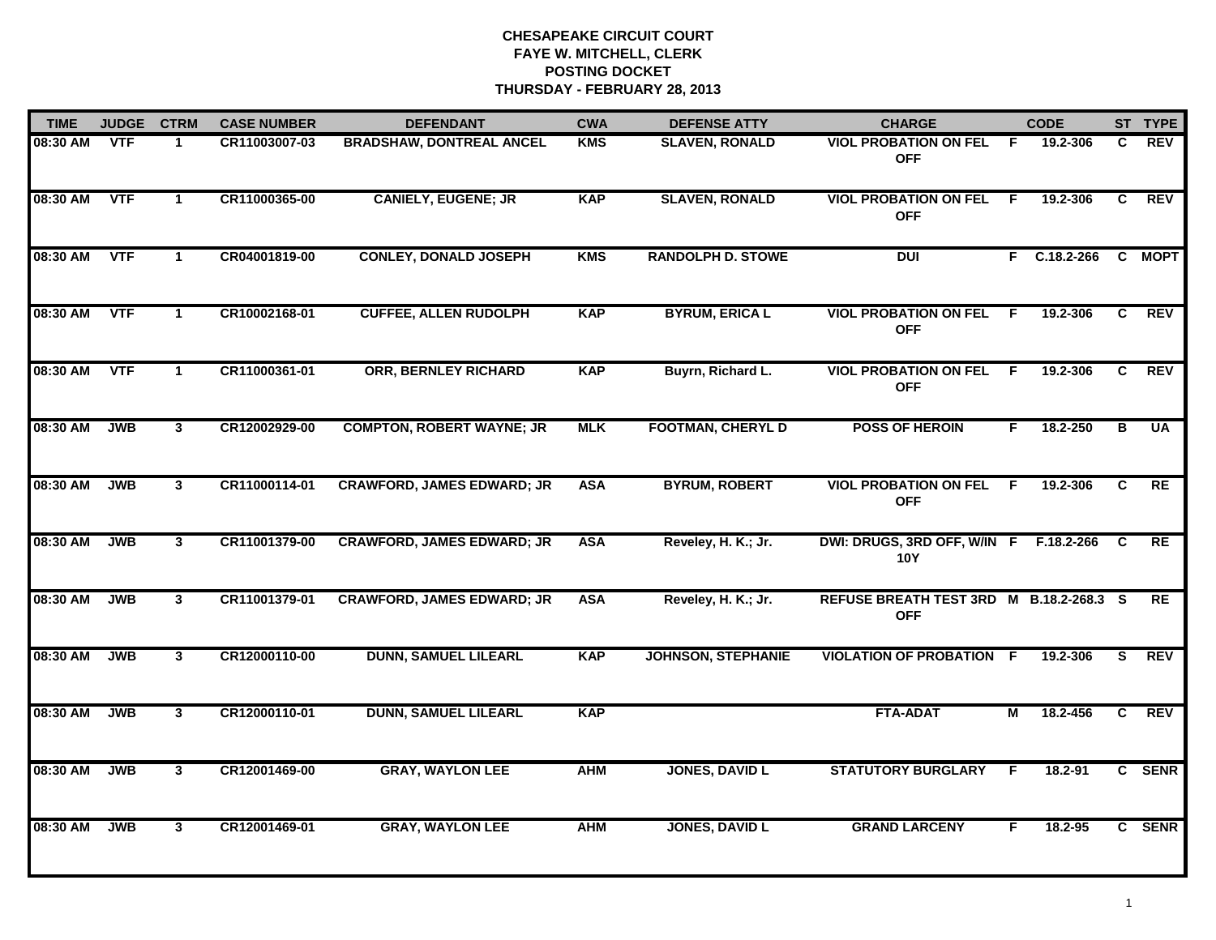# CHESAPEAKE CIRCUIT COURT
## FAYE W. MITCHELL, CLERK
## POSTING DOCKET
## THURSDAY - FEBRUARY 28, 2013

| TIME | JUDGE | CTRM | CASE NUMBER | DEFENDANT | CWA | DEFENSE ATTY | CHARGE | | CODE | ST | TYPE |
|---|---|---|---|---|---|---|---|---|---|---|---|
| 08:30 AM | VTF | 1 | CR11003007-03 | BRADSHAW, DONTREAL ANCEL | KMS | SLAVEN, RONALD | VIOL PROBATION ON FEL OFF | F | 19.2-306 | C | REV |
| 08:30 AM | VTF | 1 | CR11000365-00 | CANIELY, EUGENE; JR | KAP | SLAVEN, RONALD | VIOL PROBATION ON FEL OFF | F | 19.2-306 | C | REV |
| 08:30 AM | VTF | 1 | CR04001819-00 | CONLEY, DONALD JOSEPH | KMS | RANDOLPH D. STOWE | DUI | F | C.18.2-266 | C | MOPT |
| 08:30 AM | VTF | 1 | CR10002168-01 | CUFFEE, ALLEN RUDOLPH | KAP | BYRUM, ERICA L | VIOL PROBATION ON FEL OFF | F | 19.2-306 | C | REV |
| 08:30 AM | VTF | 1 | CR11000361-01 | ORR, BERNLEY RICHARD | KAP | Buyrn, Richard L. | VIOL PROBATION ON FEL OFF | F | 19.2-306 | C | REV |
| 08:30 AM | JWB | 3 | CR12002929-00 | COMPTON, ROBERT WAYNE; JR | MLK | FOOTMAN, CHERYL D | POSS OF HEROIN | F | 18.2-250 | B | UA |
| 08:30 AM | JWB | 3 | CR11000114-01 | CRAWFORD, JAMES EDWARD; JR | ASA | BYRUM, ROBERT | VIOL PROBATION ON FEL OFF | F | 19.2-306 | C | RE |
| 08:30 AM | JWB | 3 | CR11001379-00 | CRAWFORD, JAMES EDWARD; JR | ASA | Reveley, H. K.; Jr. | DWI: DRUGS, 3RD OFF, W/IN 10Y | F | F.18.2-266 | C | RE |
| 08:30 AM | JWB | 3 | CR11001379-01 | CRAWFORD, JAMES EDWARD; JR | ASA | Reveley, H. K.; Jr. | REFUSE BREATH TEST 3RD OFF | M | B.18.2-268.3 | S | RE |
| 08:30 AM | JWB | 3 | CR12000110-00 | DUNN, SAMUEL LILEARL | KAP | JOHNSON, STEPHANIE | VIOLATION OF PROBATION | F | 19.2-306 | S | REV |
| 08:30 AM | JWB | 3 | CR12000110-01 | DUNN, SAMUEL LILEARL | KAP | | FTA-ADAT | M | 18.2-456 | C | REV |
| 08:30 AM | JWB | 3 | CR12001469-00 | GRAY, WAYLON LEE | AHM | JONES, DAVID L | STATUTORY BURGLARY | F | 18.2-91 | C | SENR |
| 08:30 AM | JWB | 3 | CR12001469-01 | GRAY, WAYLON LEE | AHM | JONES, DAVID L | GRAND LARCENY | F | 18.2-95 | C | SENR |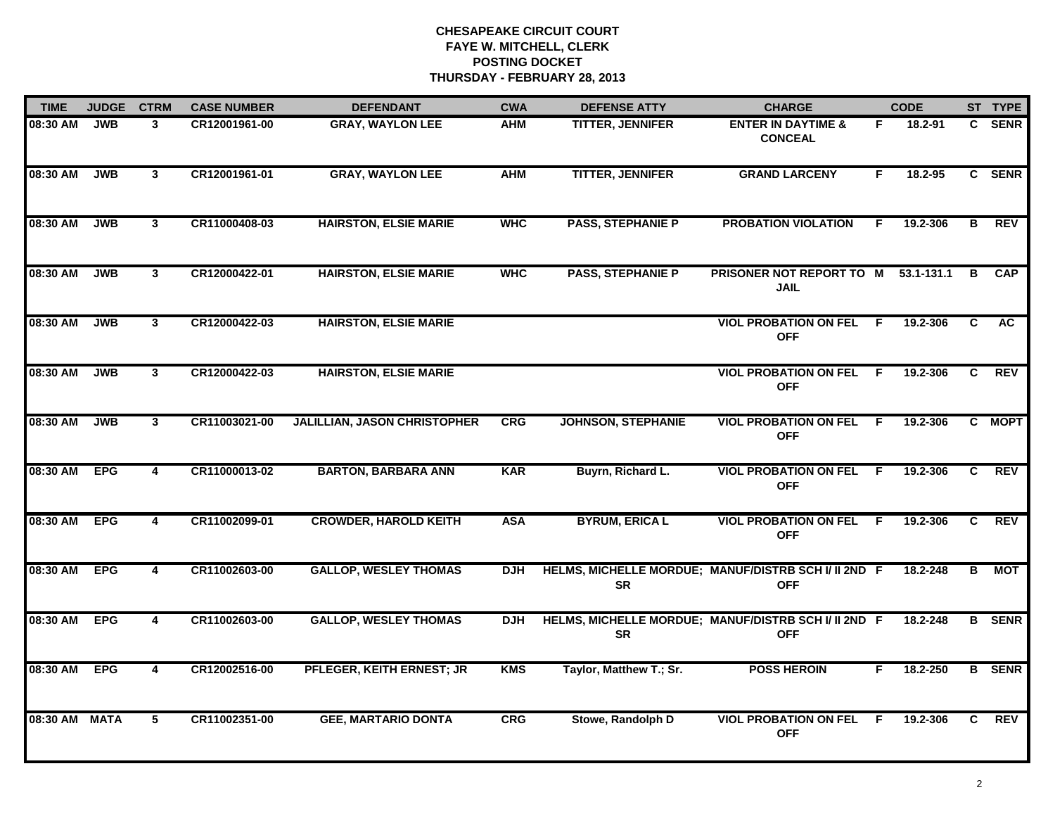# CHESAPEAKE CIRCUIT COURT
## FAYE W. MITCHELL, CLERK
## POSTING DOCKET
## THURSDAY - FEBRUARY 28, 2013

| TIME | JUDGE | CTRM | CASE NUMBER | DEFENDANT | CWA | DEFENSE ATTY | CHARGE | | CODE | ST | TYPE |
|---|---|---|---|---|---|---|---|---|---|---|---|
| 08:30 AM | JWB | 3 | CR12001961-00 | GRAY, WAYLON LEE | AHM | TITTER, JENNIFER | ENTER IN DAYTIME & CONCEAL | F | 18.2-91 | C | SENR |
| 08:30 AM | JWB | 3 | CR12001961-01 | GRAY, WAYLON LEE | AHM | TITTER, JENNIFER | GRAND LARCENY | F | 18.2-95 | C | SENR |
| 08:30 AM | JWB | 3 | CR11000408-03 | HAIRSTON, ELSIE MARIE | WHC | PASS, STEPHANIE P | PROBATION VIOLATION | F | 19.2-306 | B | REV |
| 08:30 AM | JWB | 3 | CR12000422-01 | HAIRSTON, ELSIE MARIE | WHC | PASS, STEPHANIE P | PRISONER NOT REPORT TO JAIL | M | 53.1-131.1 | B | CAP |
| 08:30 AM | JWB | 3 | CR12000422-03 | HAIRSTON, ELSIE MARIE | | | VIOL PROBATION ON FEL OFF | F | 19.2-306 | C | AC |
| 08:30 AM | JWB | 3 | CR12000422-03 | HAIRSTON, ELSIE MARIE | | | VIOL PROBATION ON FEL OFF | F | 19.2-306 | C | REV |
| 08:30 AM | JWB | 3 | CR11003021-00 | JALILLIAN, JASON CHRISTOPHER | CRG | JOHNSON, STEPHANIE | VIOL PROBATION ON FEL OFF | F | 19.2-306 | C | MOPT |
| 08:30 AM | EPG | 4 | CR11000013-02 | BARTON, BARBARA ANN | KAR | Buyrn, Richard L. | VIOL PROBATION ON FEL OFF | F | 19.2-306 | C | REV |
| 08:30 AM | EPG | 4 | CR11002099-01 | CROWDER, HAROLD KEITH | ASA | BYRUM, ERICA L | VIOL PROBATION ON FEL OFF | F | 19.2-306 | C | REV |
| 08:30 AM | EPG | 4 | CR11002603-00 | GALLOP, WESLEY THOMAS | DJH | HELMS, MICHELLE MORDUE; SR | MANUF/DISTRB SCH I/ II 2ND OFF | F | 18.2-248 | B | MOT |
| 08:30 AM | EPG | 4 | CR11002603-00 | GALLOP, WESLEY THOMAS | DJH | HELMS, MICHELLE MORDUE; SR | MANUF/DISTRB SCH I/ II 2ND OFF | F | 18.2-248 | B | SENR |
| 08:30 AM | EPG | 4 | CR12002516-00 | PFLEGER, KEITH ERNEST; JR | KMS | Taylor, Matthew T.; Sr. | POSS HEROIN | F | 18.2-250 | B | SENR |
| 08:30 AM | MATA | 5 | CR11002351-00 | GEE, MARTARIO DONTA | CRG | Stowe, Randolph D | VIOL PROBATION ON FEL OFF | F | 19.2-306 | C | REV |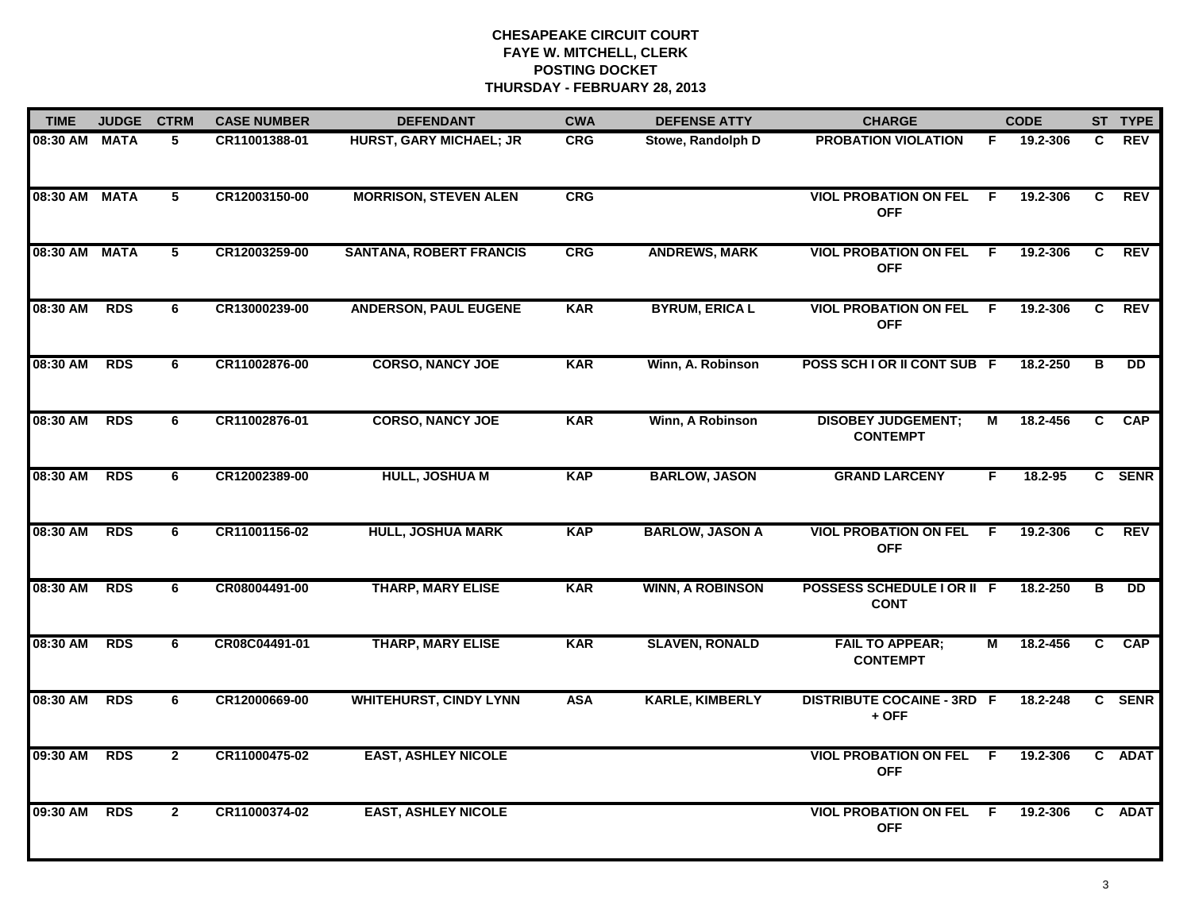**CHESAPEAKE CIRCUIT COURT**
**FAYE W. MITCHELL, CLERK**
**POSTING DOCKET**
**THURSDAY - FEBRUARY 28, 2013**

| TIME | JUDGE | CTRM | CASE NUMBER | DEFENDANT | CWA | DEFENSE ATTY | CHARGE | | CODE | ST | TYPE |
|---|---|---|---|---|---|---|---|---|---|---|---|
| 08:30 AM | MATA | 5 | CR11001388-01 | HURST, GARY MICHAEL; JR | CRG | Stowe, Randolph D | PROBATION VIOLATION | F | 19.2-306 | C | REV |
| 08:30 AM | MATA | 5 | CR12003150-00 | MORRISON, STEVEN ALEN | CRG | | VIOL PROBATION ON FEL OFF | F | 19.2-306 | C | REV |
| 08:30 AM | MATA | 5 | CR12003259-00 | SANTANA, ROBERT FRANCIS | CRG | ANDREWS, MARK | VIOL PROBATION ON FEL OFF | F | 19.2-306 | C | REV |
| 08:30 AM | RDS | 6 | CR13000239-00 | ANDERSON, PAUL EUGENE | KAR | BYRUM, ERICA L | VIOL PROBATION ON FEL OFF | F | 19.2-306 | C | REV |
| 08:30 AM | RDS | 6 | CR11002876-00 | CORSO, NANCY JOE | KAR | Winn, A. Robinson | POSS SCH I OR II CONT SUB | F | 18.2-250 | B | DD |
| 08:30 AM | RDS | 6 | CR11002876-01 | CORSO, NANCY JOE | KAR | Winn, A Robinson | DISOBEY JUDGEMENT; CONTEMPT | M | 18.2-456 | C | CAP |
| 08:30 AM | RDS | 6 | CR12002389-00 | HULL, JOSHUA M | KAP | BARLOW, JASON | GRAND LARCENY | F | 18.2-95 | C | SENR |
| 08:30 AM | RDS | 6 | CR11001156-02 | HULL, JOSHUA MARK | KAP | BARLOW, JASON A | VIOL PROBATION ON FEL OFF | F | 19.2-306 | C | REV |
| 08:30 AM | RDS | 6 | CR08004491-00 | THARP, MARY ELISE | KAR | WINN, A ROBINSON | POSSESS SCHEDULE I OR II CONT | F | 18.2-250 | B | DD |
| 08:30 AM | RDS | 6 | CR08C04491-01 | THARP, MARY ELISE | KAR | SLAVEN, RONALD | FAIL TO APPEAR; CONTEMPT | M | 18.2-456 | C | CAP |
| 08:30 AM | RDS | 6 | CR12000669-00 | WHITEHURST, CINDY LYNN | ASA | KARLE, KIMBERLY | DISTRIBUTE COCAINE - 3RD + OFF | F | 18.2-248 | C | SENR |
| 09:30 AM | RDS | 2 | CR11000475-02 | EAST, ASHLEY NICOLE | | | VIOL PROBATION ON FEL OFF | F | 19.2-306 | C | ADAT |
| 09:30 AM | RDS | 2 | CR11000374-02 | EAST, ASHLEY NICOLE | | | VIOL PROBATION ON FEL OFF | F | 19.2-306 | C | ADAT |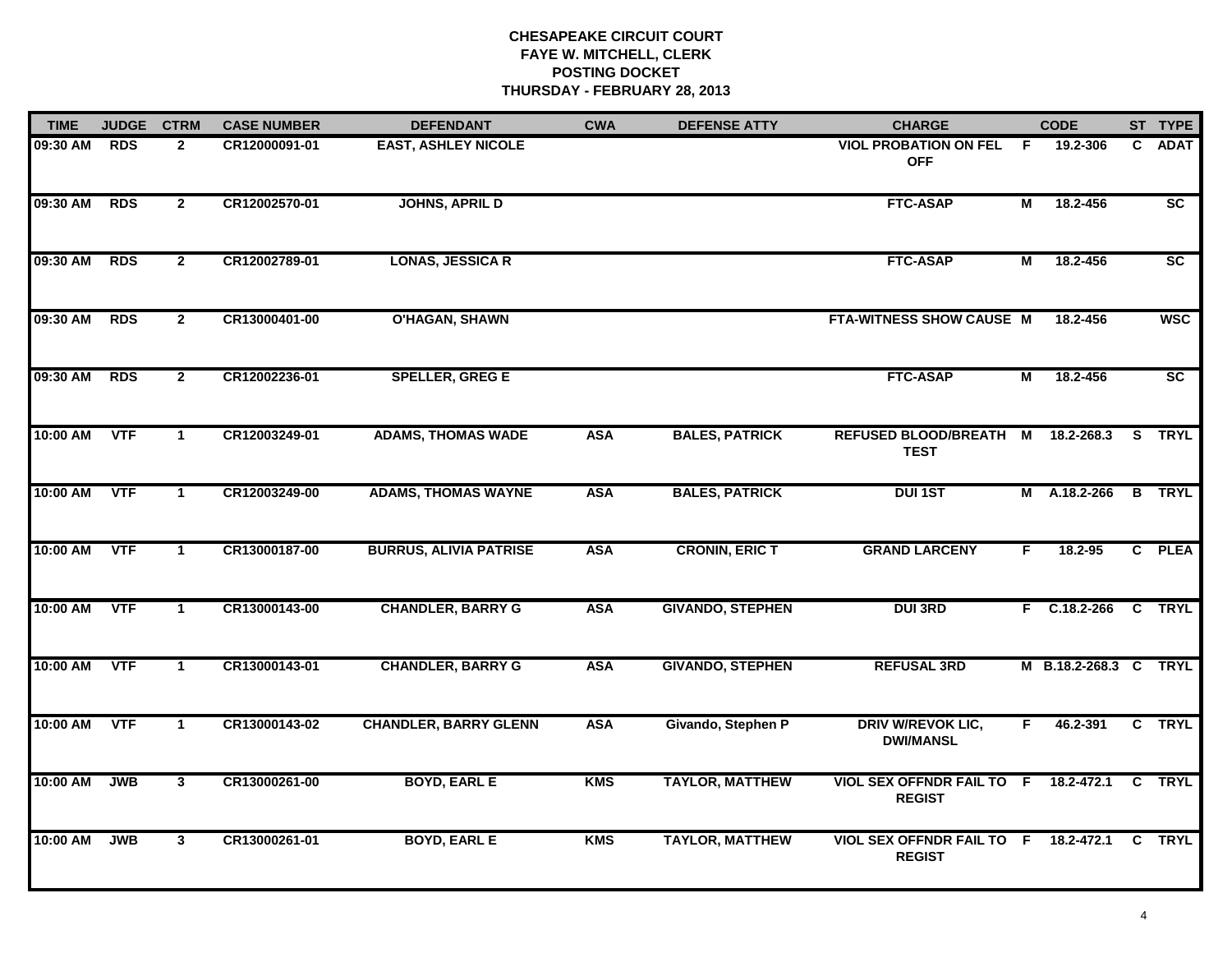**CHESAPEAKE CIRCUIT COURT**
**FAYE W. MITCHELL, CLERK**
**POSTING DOCKET**
**THURSDAY - FEBRUARY 28, 2013**

| TIME | JUDGE | CTRM | CASE NUMBER | DEFENDANT | CWA | DEFENSE ATTY | CHARGE | | CODE | ST | TYPE |
|---|---|---|---|---|---|---|---|---|---|---|---|
| 09:30 AM | RDS | 2 | CR12000091-01 | EAST, ASHLEY NICOLE | | | VIOL PROBATION ON FEL OFF | F | 19.2-306 | C | ADAT |
| 09:30 AM | RDS | 2 | CR12002570-01 | JOHNS, APRIL D | | | FTC-ASAP | M | 18.2-456 | | SC |
| 09:30 AM | RDS | 2 | CR12002789-01 | LONAS, JESSICA R | | | FTC-ASAP | M | 18.2-456 | | SC |
| 09:30 AM | RDS | 2 | CR13000401-00 | O'HAGAN, SHAWN | | | FTA-WITNESS SHOW CAUSE | M | 18.2-456 | | WSC |
| 09:30 AM | RDS | 2 | CR12002236-01 | SPELLER, GREG E | | | FTC-ASAP | M | 18.2-456 | | SC |
| 10:00 AM | VTF | 1 | CR12003249-01 | ADAMS, THOMAS WADE | ASA | BALES, PATRICK | REFUSED BLOOD/BREATH TEST | M | 18.2-268.3 | S | TRYL |
| 10:00 AM | VTF | 1 | CR12003249-00 | ADAMS, THOMAS WAYNE | ASA | BALES, PATRICK | DUI 1ST | M | A.18.2-266 | B | TRYL |
| 10:00 AM | VTF | 1 | CR13000187-00 | BURRUS, ALIVIA PATRISE | ASA | CRONIN, ERIC T | GRAND LARCENY | F | 18.2-95 | C | PLEA |
| 10:00 AM | VTF | 1 | CR13000143-00 | CHANDLER, BARRY G | ASA | GIVANDO, STEPHEN | DUI 3RD | F | C.18.2-266 | C | TRYL |
| 10:00 AM | VTF | 1 | CR13000143-01 | CHANDLER, BARRY G | ASA | GIVANDO, STEPHEN | REFUSAL 3RD | M | B.18.2-268.3 | C | TRYL |
| 10:00 AM | VTF | 1 | CR13000143-02 | CHANDLER, BARRY GLENN | ASA | Givando, Stephen P | DRIV W/REVOK LIC, DWI/MANSL | F | 46.2-391 | C | TRYL |
| 10:00 AM | JWB | 3 | CR13000261-00 | BOYD, EARL E | KMS | TAYLOR, MATTHEW | VIOL SEX OFFNDR FAIL TO REGIST | F | 18.2-472.1 | C | TRYL |
| 10:00 AM | JWB | 3 | CR13000261-01 | BOYD, EARL E | KMS | TAYLOR, MATTHEW | VIOL SEX OFFNDR FAIL TO REGIST | F | 18.2-472.1 | C | TRYL |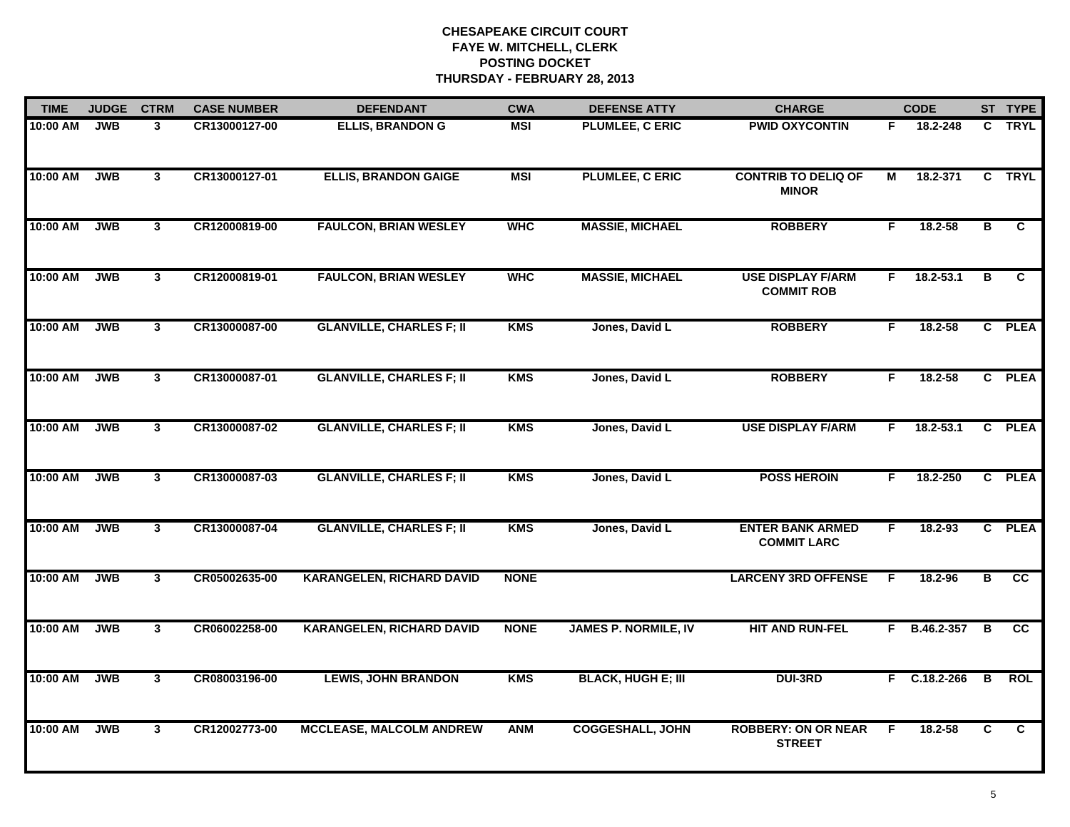**CHESAPEAKE CIRCUIT COURT**
**FAYE W. MITCHELL, CLERK**
**POSTING DOCKET**
**THURSDAY - FEBRUARY 28, 2013**

| TIME | JUDGE | CTRM | CASE NUMBER | DEFENDANT | CWA | DEFENSE ATTY | CHARGE | | CODE | ST | TYPE |
|---|---|---|---|---|---|---|---|---|---|---|---|
| 10:00 AM | JWB | 3 | CR13000127-00 | ELLIS, BRANDON G | MSI | PLUMLEE, C ERIC | PWID OXYCONTIN | F | 18.2-248 | C | TRYL |
| 10:00 AM | JWB | 3 | CR13000127-01 | ELLIS, BRANDON GAIGE | MSI | PLUMLEE, C ERIC | CONTRIB TO DELIQ OF MINOR | M | 18.2-371 | C | TRYL |
| 10:00 AM | JWB | 3 | CR12000819-00 | FAULCON, BRIAN WESLEY | WHC | MASSIE, MICHAEL | ROBBERY | F | 18.2-58 | B | C |
| 10:00 AM | JWB | 3 | CR12000819-01 | FAULCON, BRIAN WESLEY | WHC | MASSIE, MICHAEL | USE DISPLAY F/ARM COMMIT ROB | F | 18.2-53.1 | B | C |
| 10:00 AM | JWB | 3 | CR13000087-00 | GLANVILLE, CHARLES F; II | KMS | Jones, David L | ROBBERY | F | 18.2-58 | C | PLEA |
| 10:00 AM | JWB | 3 | CR13000087-01 | GLANVILLE, CHARLES F; II | KMS | Jones, David L | ROBBERY | F | 18.2-58 | C | PLEA |
| 10:00 AM | JWB | 3 | CR13000087-02 | GLANVILLE, CHARLES F; II | KMS | Jones, David L | USE DISPLAY F/ARM | F | 18.2-53.1 | C | PLEA |
| 10:00 AM | JWB | 3 | CR13000087-03 | GLANVILLE, CHARLES F; II | KMS | Jones, David L | POSS HEROIN | F | 18.2-250 | C | PLEA |
| 10:00 AM | JWB | 3 | CR13000087-04 | GLANVILLE, CHARLES F; II | KMS | Jones, David L | ENTER BANK ARMED COMMIT LARC | F | 18.2-93 | C | PLEA |
| 10:00 AM | JWB | 3 | CR05002635-00 | KARANGELEN, RICHARD DAVID | NONE | | LARCENY 3RD OFFENSE | F | 18.2-96 | B | CC |
| 10:00 AM | JWB | 3 | CR06002258-00 | KARANGELEN, RICHARD DAVID | NONE | JAMES P. NORMILE, IV | HIT AND RUN-FEL | F | B.46.2-357 | B | CC |
| 10:00 AM | JWB | 3 | CR08003196-00 | LEWIS, JOHN BRANDON | KMS | BLACK, HUGH E; III | DUI-3RD | F | C.18.2-266 | B | ROL |
| 10:00 AM | JWB | 3 | CR12002773-00 | MCCLEASE, MALCOLM ANDREW | ANM | COGGESHALL, JOHN | ROBBERY: ON OR NEAR STREET | F | 18.2-58 | C | C |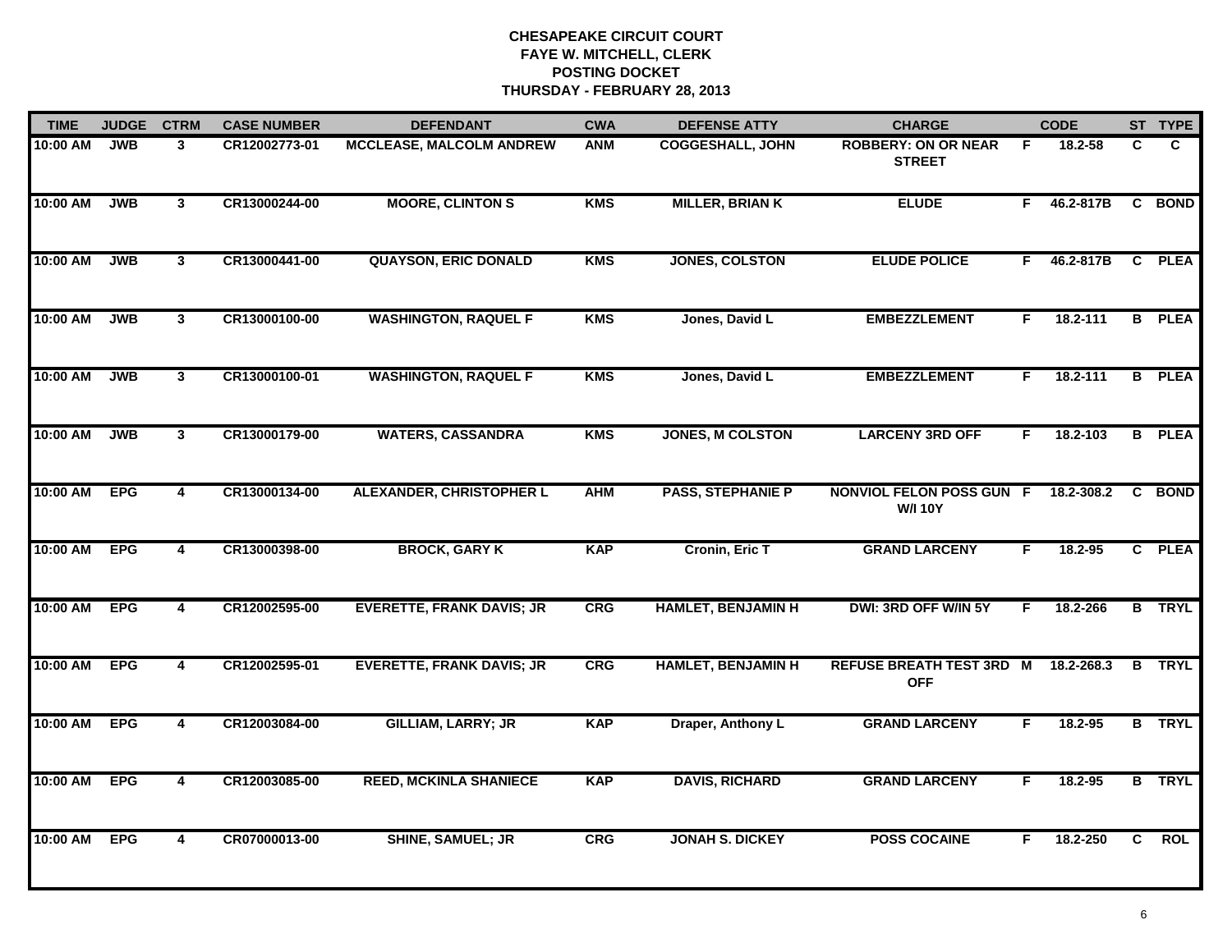# CHESAPEAKE CIRCUIT COURT
## FAYE W. MITCHELL, CLERK
## POSTING DOCKET
## THURSDAY - FEBRUARY 28, 2013

| TIME | JUDGE | CTRM | CASE NUMBER | DEFENDANT | CWA | DEFENSE ATTY | CHARGE | | CODE | ST | TYPE |
|---|---|---|---|---|---|---|---|---|---|---|---|
| 10:00 AM | JWB | 3 | CR12002773-01 | MCCLEASE, MALCOLM ANDREW | ANM | COGGESHALL, JOHN | ROBBERY: ON OR NEAR STREET | F | 18.2-58 | C | C |
| 10:00 AM | JWB | 3 | CR13000244-00 | MOORE, CLINTON S | KMS | MILLER, BRIAN K | ELUDE | F | 46.2-817B | C | BOND |
| 10:00 AM | JWB | 3 | CR13000441-00 | QUAYSON, ERIC DONALD | KMS | JONES, COLSTON | ELUDE POLICE | F | 46.2-817B | C | PLEA |
| 10:00 AM | JWB | 3 | CR13000100-00 | WASHINGTON, RAQUEL F | KMS | Jones, David L | EMBEZZLEMENT | F | 18.2-111 | B | PLEA |
| 10:00 AM | JWB | 3 | CR13000100-01 | WASHINGTON, RAQUEL F | KMS | Jones, David L | EMBEZZLEMENT | F | 18.2-111 | B | PLEA |
| 10:00 AM | JWB | 3 | CR13000179-00 | WATERS, CASSANDRA | KMS | JONES, M COLSTON | LARCENY 3RD OFF | F | 18.2-103 | B | PLEA |
| 10:00 AM | EPG | 4 | CR13000134-00 | ALEXANDER, CHRISTOPHER L | AHM | PASS, STEPHANIE P | NONVIOL FELON POSS GUN W/I 10Y | F | 18.2-308.2 | C | BOND |
| 10:00 AM | EPG | 4 | CR13000398-00 | BROCK, GARY K | KAP | Cronin, Eric T | GRAND LARCENY | F | 18.2-95 | C | PLEA |
| 10:00 AM | EPG | 4 | CR12002595-00 | EVERETTE, FRANK DAVIS; JR | CRG | HAMLET, BENJAMIN H | DWI: 3RD OFF W/IN 5Y | F | 18.2-266 | B | TRYL |
| 10:00 AM | EPG | 4 | CR12002595-01 | EVERETTE, FRANK DAVIS; JR | CRG | HAMLET, BENJAMIN H | REFUSE BREATH TEST 3RD OFF | M | 18.2-268.3 | B | TRYL |
| 10:00 AM | EPG | 4 | CR12003084-00 | GILLIAM, LARRY; JR | KAP | Draper, Anthony L | GRAND LARCENY | F | 18.2-95 | B | TRYL |
| 10:00 AM | EPG | 4 | CR12003085-00 | REED, MCKINLA SHANIECE | KAP | DAVIS, RICHARD | GRAND LARCENY | F | 18.2-95 | B | TRYL |
| 10:00 AM | EPG | 4 | CR07000013-00 | SHINE, SAMUEL; JR | CRG | JONAH S. DICKEY | POSS COCAINE | F | 18.2-250 | C | ROL |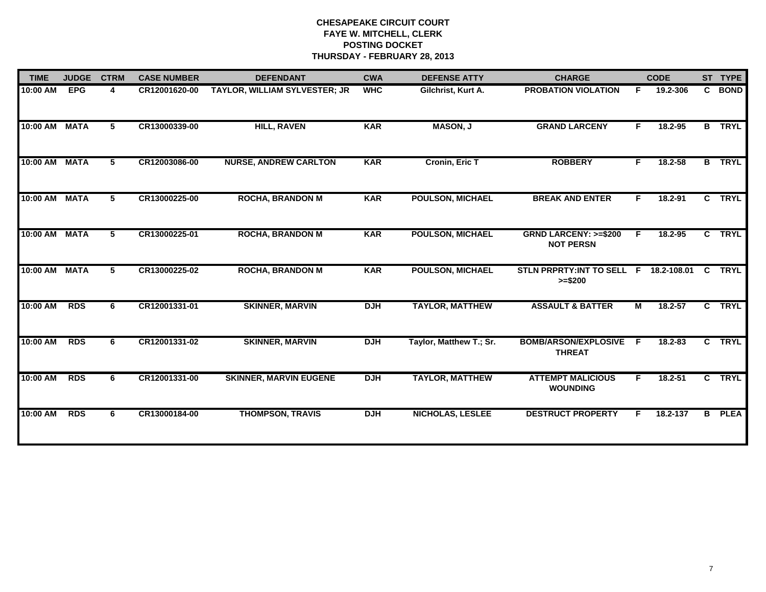**CHESAPEAKE CIRCUIT COURT**
**FAYE W. MITCHELL, CLERK**
**POSTING DOCKET**
**THURSDAY - FEBRUARY 28, 2013**

| TIME | JUDGE | CTRM | CASE NUMBER | DEFENDANT | CWA | DEFENSE ATTY | CHARGE | | CODE | ST | TYPE |
|---|---|---|---|---|---|---|---|---|---|---|---|
| 10:00 AM | EPG | 4 | CR12001620-00 | TAYLOR, WILLIAM SYLVESTER; JR | WHC | Gilchrist, Kurt A. | PROBATION VIOLATION | F | 19.2-306 | C | BOND |
| 10:00 AM | MATA | 5 | CR13000339-00 | HILL, RAVEN | KAR | MASON, J | GRAND LARCENY | F | 18.2-95 | B | TRYL |
| 10:00 AM | MATA | 5 | CR12003086-00 | NURSE, ANDREW CARLTON | KAR | Cronin, Eric T | ROBBERY | F | 18.2-58 | B | TRYL |
| 10:00 AM | MATA | 5 | CR13000225-00 | ROCHA, BRANDON M | KAR | POULSON, MICHAEL | BREAK AND ENTER | F | 18.2-91 | C | TRYL |
| 10:00 AM | MATA | 5 | CR13000225-01 | ROCHA, BRANDON M | KAR | POULSON, MICHAEL | GRND LARCENY: >=$200 NOT PERSN | F | 18.2-95 | C | TRYL |
| 10:00 AM | MATA | 5 | CR13000225-02 | ROCHA, BRANDON M | KAR | POULSON, MICHAEL | STLN PRPRTY:INT TO SELL >=$200 | F | 18.2-108.01 | C | TRYL |
| 10:00 AM | RDS | 6 | CR12001331-01 | SKINNER, MARVIN | DJH | TAYLOR, MATTHEW | ASSAULT & BATTER | M | 18.2-57 | C | TRYL |
| 10:00 AM | RDS | 6 | CR12001331-02 | SKINNER, MARVIN | DJH | Taylor, Matthew T.; Sr. | BOMB/ARSON/EXPLOSIVE THREAT | F | 18.2-83 | C | TRYL |
| 10:00 AM | RDS | 6 | CR12001331-00 | SKINNER, MARVIN EUGENE | DJH | TAYLOR, MATTHEW | ATTEMPT MALICIOUS WOUNDING | F | 18.2-51 | C | TRYL |
| 10:00 AM | RDS | 6 | CR13000184-00 | THOMPSON, TRAVIS | DJH | NICHOLAS, LESLEE | DESTRUCT PROPERTY | F | 18.2-137 | B | PLEA |